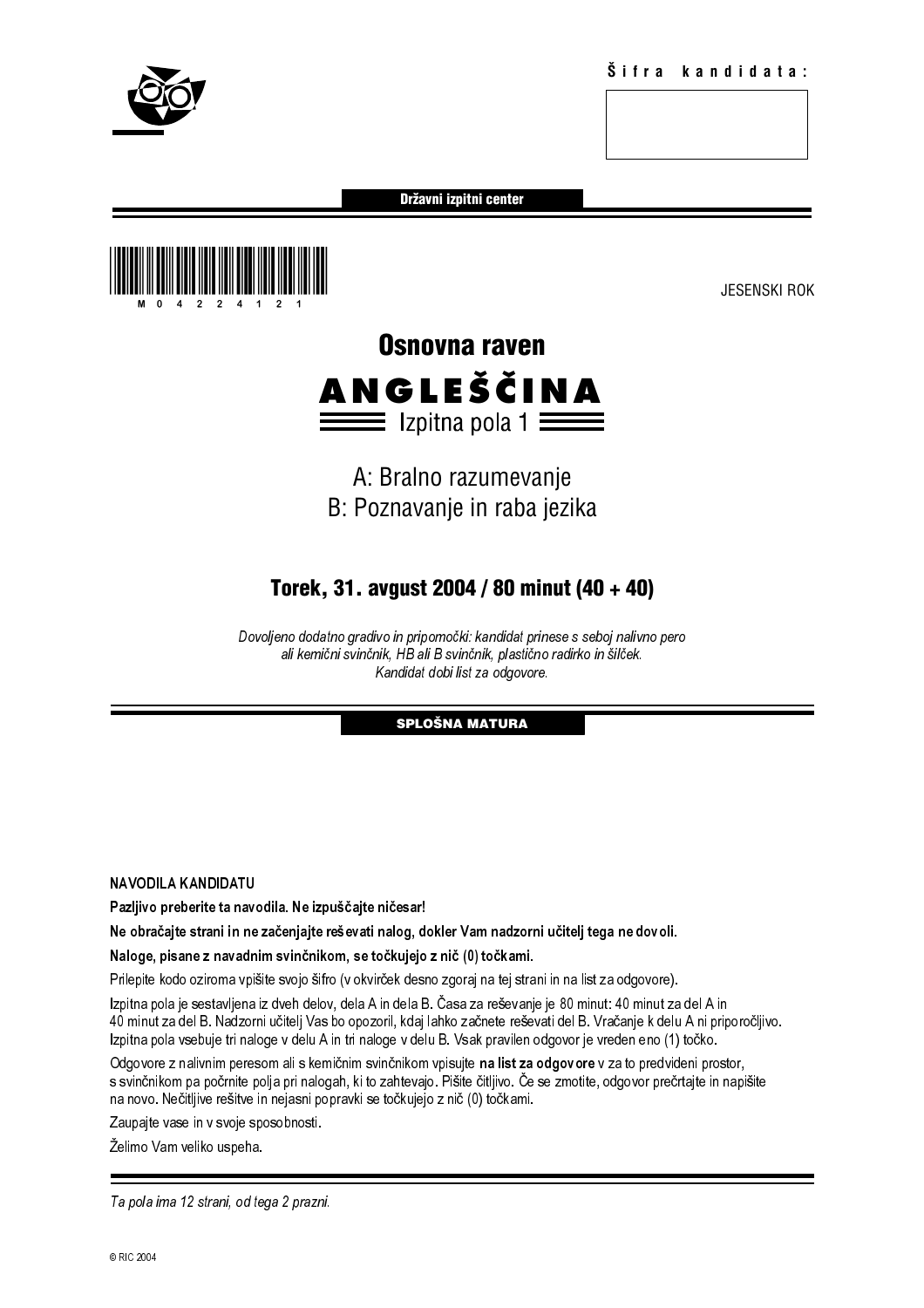Šifra kandidata:

Državni izpitni center

M 0 4 2 2 4 1 2 1

JESENSKI ROK

# Osnovna raven

# ANGLEŠČINA

## Izpitna pola 1

A: Bralno razumevanje
B: Poznavanje in raba jezika

**Torek, 31. avgust 2004 / 80 minut (40 + 40)**

*Dovoljeno dodatno gradivo in pripomočki: kandidat prinese s seboj nalivno pero ali kemični svinčnik, HB ali B svinčnik, plastično radirko in šilček. Kandidat dobi list za odgovore.*

**SPLOŠNA MATURA**

NAVODILA KANDIDATU

**Pazljivo preberite ta navodila. Ne izpuščajte ničesar!**

**Ne obračajte strani in ne začenjajte reševati nalog, dokler Vam nadzorni učitelj tega ne dovoli.**

**Naloge, pisane z navadnim svinčnikom, se točkujejo z nič (0) točkami.**

Prilepite kodo oziroma vpišite svojo šifro (v okvirček desno zgoraj na tej strani in na list za odgovore).

Izpitna pola je sestavljena iz dveh delov, dela A in dela B. Časa za reševanje je 80 minut: 40 minut za del A in 40 minut za del B. Nadzorni učitelj Vas bo opozoril, kdaj lahko začnete reševati del B. Vračanje k delu A ni priporočljivo. Izpitna pola vsebuje tri naloge v delu A in tri naloge v delu B. Vsak pravilen odgovor je vreden eno (1) točko.

Odgovore z nalivnim peresom ali s kemičnim svinčnikom vpisujte **na list za odgovore** v za to predvideni prostor, s svinčnikom pa počrnite polja pri nalogah, ki to zahtevajo. Pišite čitljivo. Če se zmotite, odgovor prečrtajte in napišite na novo. Nečitljive rešitve in nejasni popravki se točkujejo z nič (0) točkami.

Zaupajte vase in v svoje sposobnosti.

Želimo Vam veliko uspeha.

*Ta pola ima 12 strani, od tega 2 prazni.*

© RIC 2004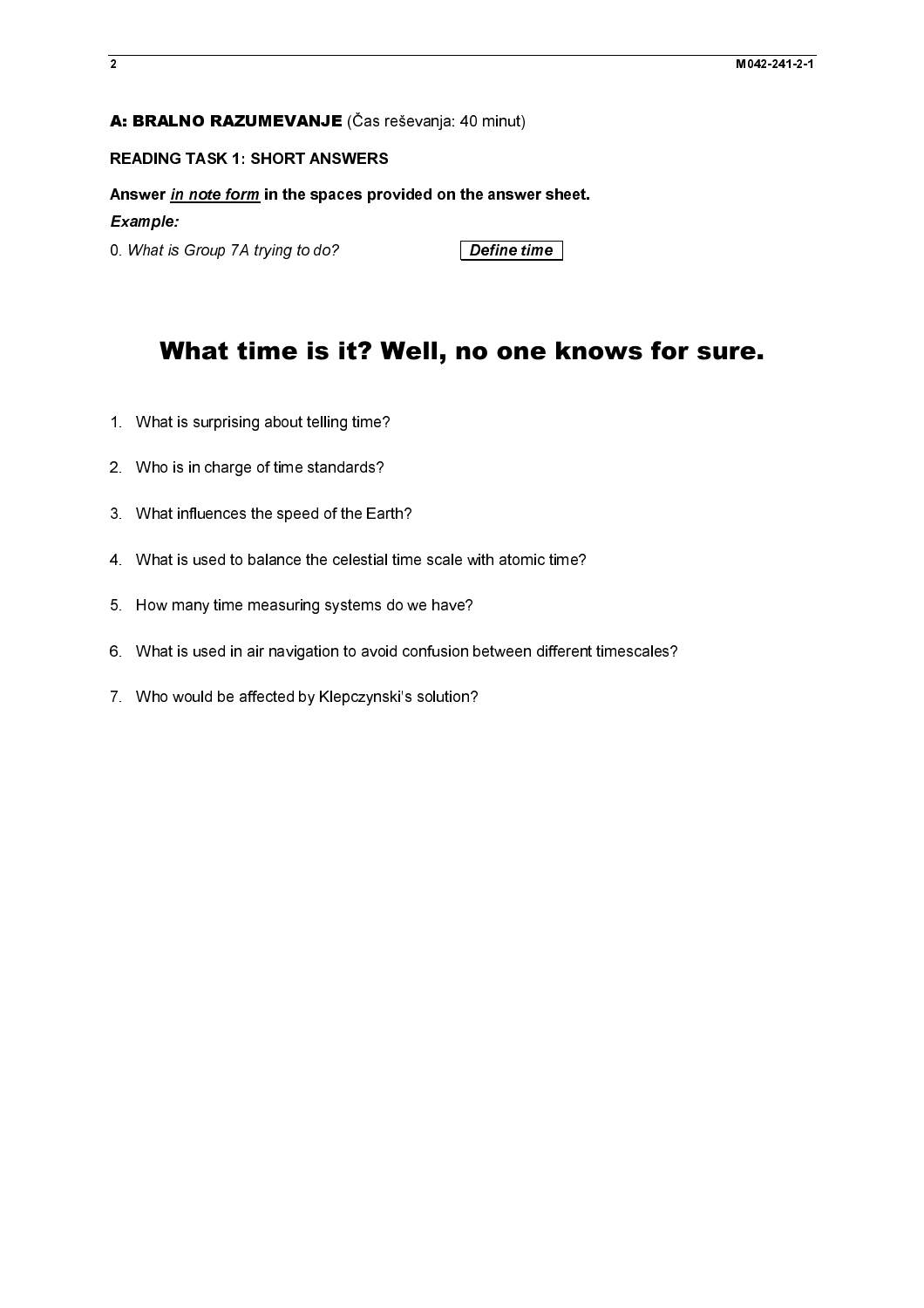**A: BRALNO RAZUMEVANJE** (Čas reševanja: 40 minut)

**READING TASK 1: SHORT ANSWERS**

**Answer *in note form* in the spaces provided on the answer sheet.**

***Example:***

0. *What is Group 7A trying to do?* **Define time**

# What time is it? Well, no one knows for sure.

1. What is surprising about telling time?
2. Who is in charge of time standards?
3. What influences the speed of the Earth?
4. What is used to balance the celestial time scale with atomic time?
5. How many time measuring systems do we have?
6. What is used in air navigation to avoid confusion between different timescales?
7. Who would be affected by Klepczynski's solution?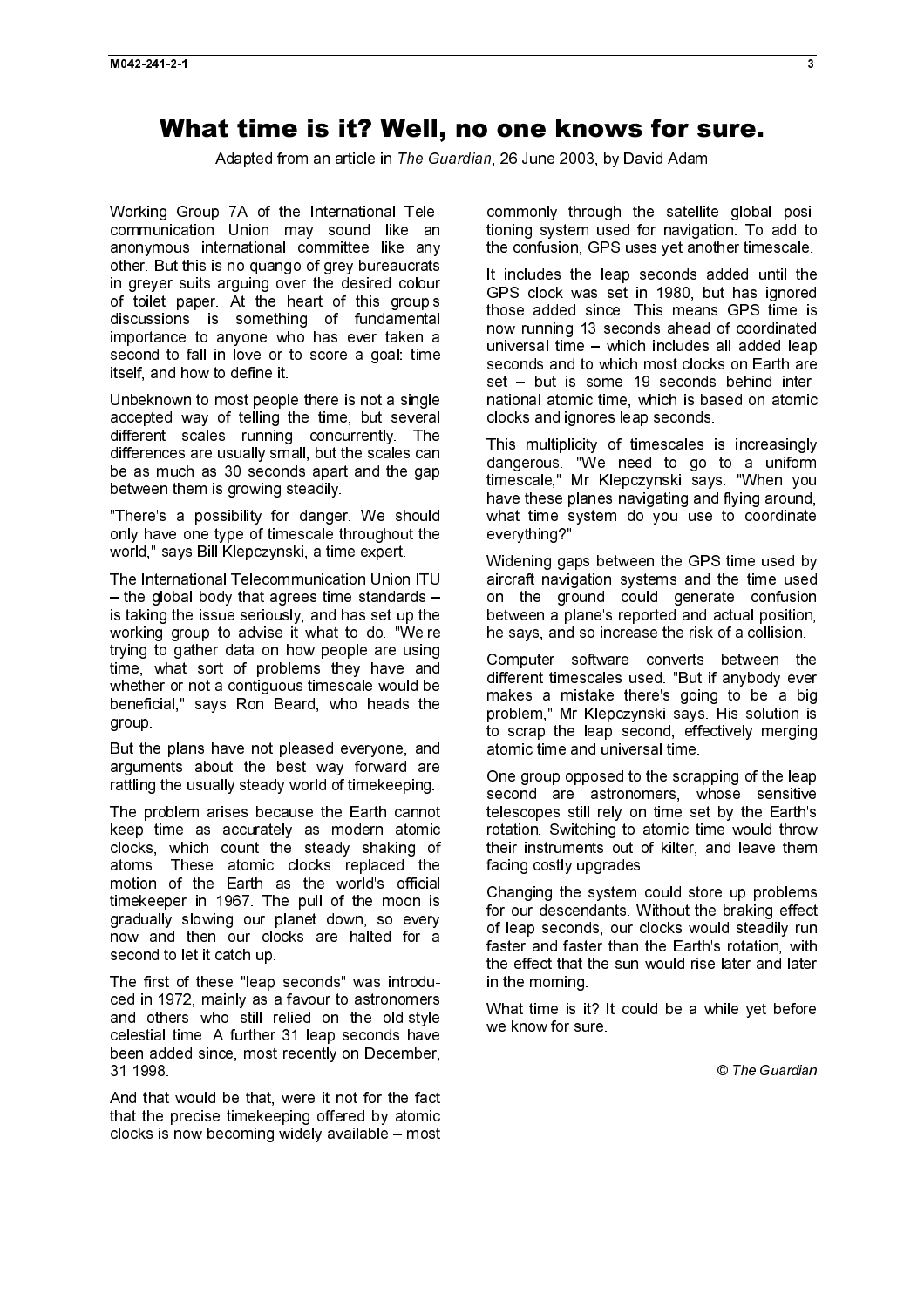# What time is it? Well, no one knows for sure.

Adapted from an article in *The Guardian*, 26 June 2003, by David Adam

Working Group 7A of the International Telecommunication Union may sound like an anonymous international committee like any other. But this is no quango of grey bureaucrats in greyer suits arguing over the desired colour of toilet paper. At the heart of this group's discussions is something of fundamental importance to anyone who has ever taken a second to fall in love or to score a goal: time itself, and how to define it.

Unbeknown to most people there is not a single accepted way of telling the time, but several different scales running concurrently. The differences are usually small, but the scales can be as much as 30 seconds apart and the gap between them is growing steadily.

"There's a possibility for danger. We should only have one type of timescale throughout the world," says Bill Klepczynski, a time expert.

The International Telecommunication Union ITU – the global body that agrees time standards – is taking the issue seriously, and has set up the working group to advise it what to do. "We're trying to gather data on how people are using time, what sort of problems they have and whether or not a contiguous timescale would be beneficial," says Ron Beard, who heads the group.

But the plans have not pleased everyone, and arguments about the best way forward are rattling the usually steady world of timekeeping.

The problem arises because the Earth cannot keep time as accurately as modern atomic clocks, which count the steady shaking of atoms. These atomic clocks replaced the motion of the Earth as the world's official timekeeper in 1967. The pull of the moon is gradually slowing our planet down, so every now and then our clocks are halted for a second to let it catch up.

The first of these "leap seconds" was introduced in 1972, mainly as a favour to astronomers and others who still relied on the old-style celestial time. A further 31 leap seconds have been added since, most recently on December, 31 1998.

And that would be that, were it not for the fact that the precise timekeeping offered by atomic clocks is now becoming widely available – most commonly through the satellite global positioning system used for navigation. To add to the confusion, GPS uses yet another timescale.

It includes the leap seconds added until the GPS clock was set in 1980, but has ignored those added since. This means GPS time is now running 13 seconds ahead of coordinated universal time – which includes all added leap seconds and to which most clocks on Earth are set – but is some 19 seconds behind international atomic time, which is based on atomic clocks and ignores leap seconds.

This multiplicity of timescales is increasingly dangerous. "We need to go to a uniform timescale," Mr Klepczynski says. "When you have these planes navigating and flying around, what time system do you use to coordinate everything?"

Widening gaps between the GPS time used by aircraft navigation systems and the time used on the ground could generate confusion between a plane's reported and actual position, he says, and so increase the risk of a collision.

Computer software converts between the different timescales used. "But if anybody ever makes a mistake there's going to be a big problem," Mr Klepczynski says. His solution is to scrap the leap second, effectively merging atomic time and universal time.

One group opposed to the scrapping of the leap second are astronomers, whose sensitive telescopes still rely on time set by the Earth's rotation. Switching to atomic time would throw their instruments out of kilter, and leave them facing costly upgrades.

Changing the system could store up problems for our descendants. Without the braking effect of leap seconds, our clocks would steadily run faster and faster than the Earth's rotation, with the effect that the sun would rise later and later in the morning.

What time is it? It could be a while yet before we know for sure.

© *The Guardian*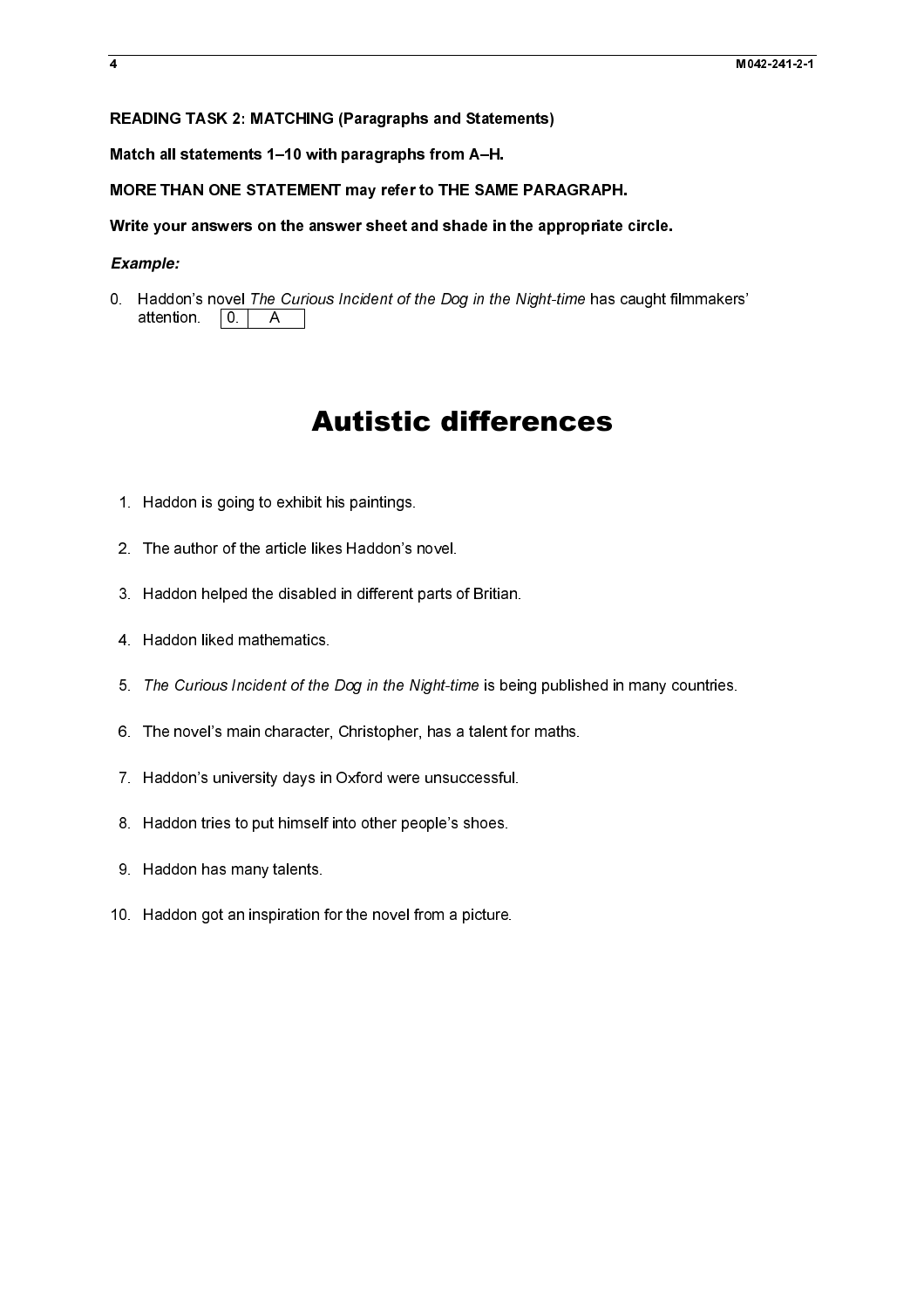**READING TASK 2: MATCHING (Paragraphs and Statements)**

**Match all statements 1–10 with paragraphs from A–H.**

**MORE THAN ONE STATEMENT may refer to THE SAME PARAGRAPH.**

**Write your answers on the answer sheet and shade in the appropriate circle.**

***Example:***

0. Haddon's novel *The Curious Incident of the Dog in the Night-time* has caught filmmakers' attention. | 0. | A |

# Autistic differences

1. Haddon is going to exhibit his paintings.
2. The author of the article likes Haddon's novel.
3. Haddon helped the disabled in different parts of Britian.
4. Haddon liked mathematics.
5. *The Curious Incident of the Dog in the Night-time* is being published in many countries.
6. The novel's main character, Christopher, has a talent for maths.
7. Haddon's university days in Oxford were unsuccessful.
8. Haddon tries to put himself into other people's shoes.
9. Haddon has many talents.
10. Haddon got an inspiration for the novel from a picture.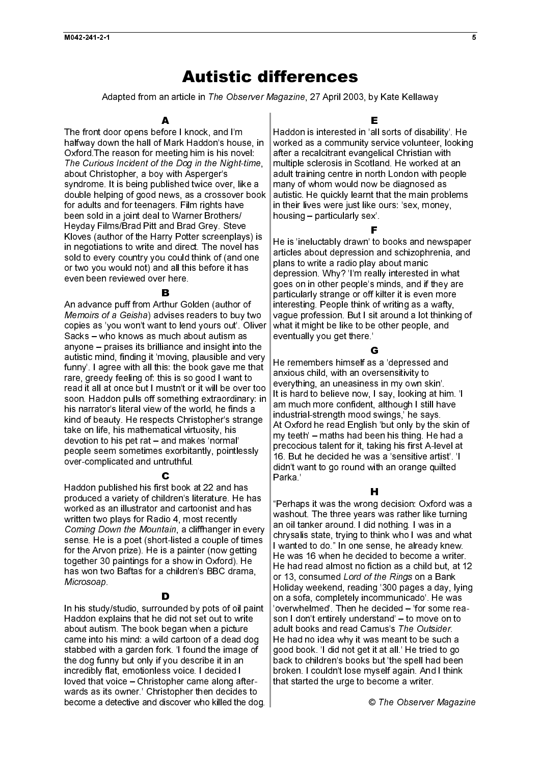# Autistic differences

Adapted from an article in *The Observer Magazine*, 27 April 2003, by Kate Kellaway

### A

The front door opens before I knock, and I'm halfway down the hall of Mark Haddon's house, in Oxford.The reason for meeting him is his novel: *The Curious Incident of the Dog in the Night-time*, about Christopher, a boy with Asperger's syndrome. It is being published twice over, like a double helping of good news, as a crossover book for adults and for teenagers. Film rights have been sold in a joint deal to Warner Brothers/ Heyday Films/Brad Pitt and Brad Grey. Steve Kloves (author of the Harry Potter screenplays) is in negotiations to write and direct. The novel has sold to every country you could think of (and one or two you would not) and all this before it has even been reviewed over here.

### B

An advance puff from Arthur Golden (author of *Memoirs of a Geisha*) advises readers to buy two copies as 'you won't want to lend yours out'. Oliver Sacks – who knows as much about autism as anyone – praises its brilliance and insight into the autistic mind, finding it 'moving, plausible and very funny'. I agree with all this: the book gave me that rare, greedy feeling of: this is so good I want to read it all at once but I mustn't or it will be over too soon. Haddon pulls off something extraordinary: in his narrator's literal view of the world, he finds a kind of beauty. He respects Christopher's strange take on life, his mathematical virtuosity, his devotion to his pet rat – and makes 'normal' people seem sometimes exorbitantly, pointlessly over-complicated and untruthful.

### C

Haddon published his first book at 22 and has produced a variety of children's literature. He has worked as an illustrator and cartoonist and has written two plays for Radio 4, most recently *Coming Down the Mountain*, a cliffhanger in every sense. He is a poet (short-listed a couple of times for the Arvon prize). He is a painter (now getting together 30 paintings for a show in Oxford). He has won two Baftas for a children's BBC drama, *Microsoap*.

### D

In his study/studio, surrounded by pots of oil paint Haddon explains that he did not set out to write about autism. The book began when a picture came into his mind: a wild cartoon of a dead dog stabbed with a garden fork. 'I found the image of the dog funny but only if you describe it in an incredibly flat, emotionless voice. I decided I loved that voice – Christopher came along afterwards as its owner.' Christopher then decides to become a detective and discover who killed the dog.

### E

Haddon is interested in 'all sorts of disability'. He worked as a community service volunteer, looking after a recalcitrant evangelical Christian with multiple sclerosis in Scotland. He worked at an adult training centre in north London with people many of whom would now be diagnosed as autistic. He quickly learnt that the main problems in their lives were just like ours: 'sex, money, housing – particularly sex'.

### F

He is 'ineluctably drawn' to books and newspaper articles about depression and schizophrenia, and plans to write a radio play about manic depression. Why? 'I'm really interested in what goes on in other people's minds, and if they are particularly strange or off kilter it is even more interesting. People think of writing as a wafty, vague profession. But I sit around a lot thinking of what it might be like to be other people, and eventually you get there.'

### G

He remembers himself as a 'depressed and anxious child, with an oversensitivity to everything, an uneasiness in my own skin'.
It is hard to believe now, I say, looking at him. 'I am much more confident, although I still have industrial-strength mood swings,' he says.
At Oxford he read English 'but only by the skin of my teeth' – maths had been his thing. He had a precocious talent for it, taking his first A-level at 16. But he decided he was a 'sensitive artist'. 'I didn't want to go round with an orange quilted Parka.'

### H

"Perhaps it was the wrong decision: Oxford was a washout. The three years was rather like turning an oil tanker around. I did nothing. I was in a chrysalis state, trying to think who I was and what I wanted to do." In one sense, he already knew. He was 16 when he decided to become a writer. He had read almost no fiction as a child but, at 12 or 13, consumed *Lord of the Rings* on a Bank Holiday weekend, reading '300 pages a day, lying on a sofa, completely incommunicado'. He was 'overwhelmed'. Then he decided – 'for some reason I don't entirely understand' – to move on to adult books and read Camus's *The Outsider*.
He had no idea why it was meant to be such a good book. 'I did not get it at all.' He tried to go back to children's books but 'the spell had been broken. I couldn't lose myself again. And I think that started the urge to become a writer.

*© The Observer Magazine*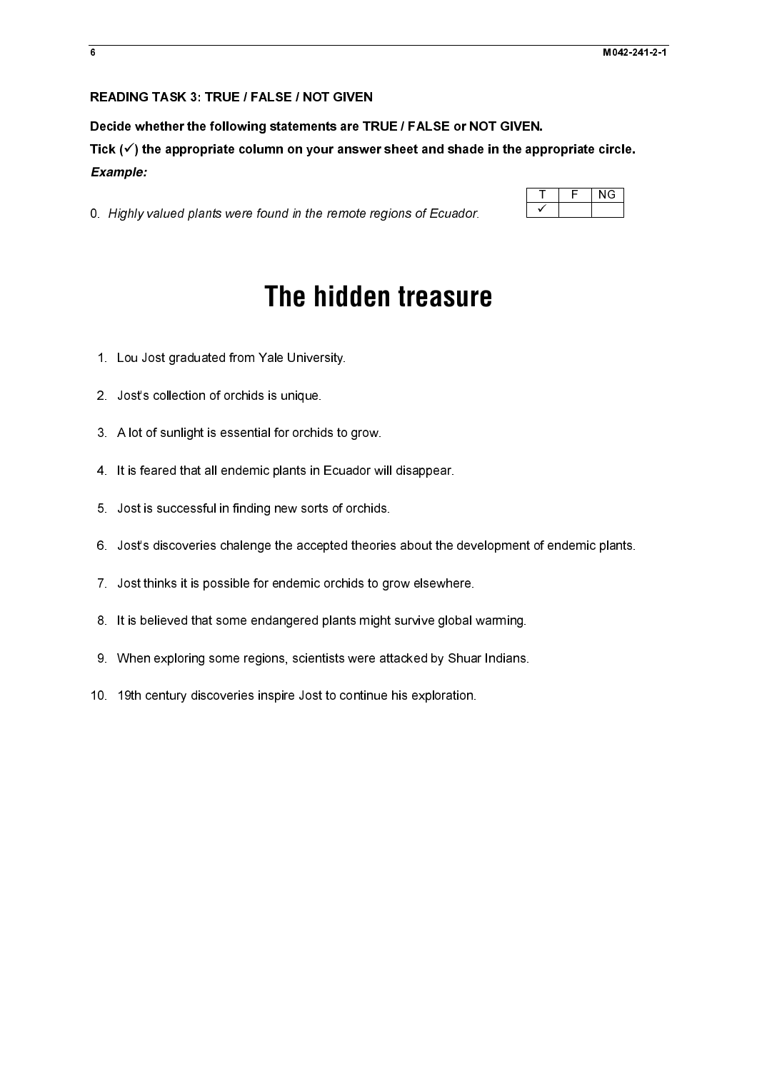**READING TASK 3: TRUE / FALSE / NOT GIVEN**

**Decide whether the following statements are TRUE / FALSE or NOT GIVEN.**

**Tick (✓) the appropriate column on your answer sheet and shade in the appropriate circle.**

***Example:***

0. *Highly valued plants were found in the remote regions of Ecuador.*

| T | F | NG |
|---|---|---|
| ✓ | | |

# The hidden treasure

1. Lou Jost graduated from Yale University.
2. Jost's collection of orchids is unique.
3. A lot of sunlight is essential for orchids to grow.
4. It is feared that all endemic plants in Ecuador will disappear.
5. Jost is successful in finding new sorts of orchids.
6. Jost's discoveries chalenge the accepted theories about the development of endemic plants.
7. Jost thinks it is possible for endemic orchids to grow elsewhere.
8. It is believed that some endangered plants might survive global warming.
9. When exploring some regions, scientists were attacked by Shuar Indians.
10. 19th century discoveries inspire Jost to continue his exploration.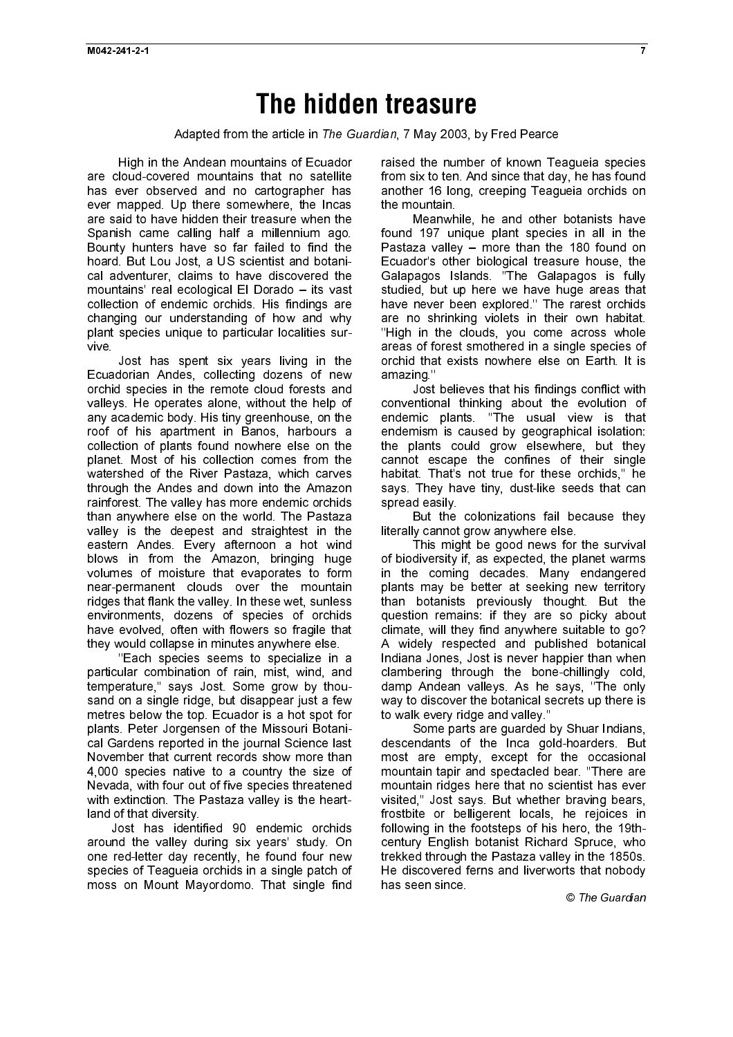# The hidden treasure

Adapted from the article in *The Guardian*, 7 May 2003, by Fred Pearce

High in the Andean mountains of Ecuador are cloud-covered mountains that no satellite has ever observed and no cartographer has ever mapped. Up there somewhere, the Incas are said to have hidden their treasure when the Spanish came calling half a millennium ago. Bounty hunters have so far failed to find the hoard. But Lou Jost, a US scientist and botanical adventurer, claims to have discovered the mountains' real ecological El Dorado – its vast collection of endemic orchids. His findings are changing our understanding of how and why plant species unique to particular localities survive.

Jost has spent six years living in the Ecuadorian Andes, collecting dozens of new orchid species in the remote cloud forests and valleys. He operates alone, without the help of any academic body. His tiny greenhouse, on the roof of his apartment in Banos, harbours a collection of plants found nowhere else on the planet. Most of his collection comes from the watershed of the River Pastaza, which carves through the Andes and down into the Amazon rainforest. The valley has more endemic orchids than anywhere else on the world. The Pastaza valley is the deepest and straightest in the eastern Andes. Every afternoon a hot wind blows in from the Amazon, bringing huge volumes of moisture that evaporates to form near-permanent clouds over the mountain ridges that flank the valley. In these wet, sunless environments, dozens of species of orchids have evolved, often with flowers so fragile that they would collapse in minutes anywhere else.

"Each species seems to specialize in a particular combination of rain, mist, wind, and temperature," says Jost. Some grow by thousand on a single ridge, but disappear just a few metres below the top. Ecuador is a hot spot for plants. Peter Jorgensen of the Missouri Botanical Gardens reported in the journal Science last November that current records show more than 4,000 species native to a country the size of Nevada, with four out of five species threatened with extinction. The Pastaza valley is the heartland of that diversity.

Jost has identified 90 endemic orchids around the valley during six years' study. On one red-letter day recently, he found four new species of Teagueia orchids in a single patch of moss on Mount Mayordomo. That single find raised the number of known Teagueia species from six to ten. And since that day, he has found another 16 long, creeping Teagueia orchids on the mountain.

Meanwhile, he and other botanists have found 197 unique plant species in all in the Pastaza valley – more than the 180 found on Ecuador's other biological treasure house, the Galapagos Islands. "The Galapagos is fully studied, but up here we have huge areas that have never been explored." The rarest orchids are no shrinking violets in their own habitat. "High in the clouds, you come across whole areas of forest smothered in a single species of orchid that exists nowhere else on Earth. It is amazing."

Jost believes that his findings conflict with conventional thinking about the evolution of endemic plants. "The usual view is that endemism is caused by geographical isolation: the plants could grow elsewhere, but they cannot escape the confines of their single habitat. That's not true for these orchids," he says. They have tiny, dust-like seeds that can spread easily.

But the colonizations fail because they literally cannot grow anywhere else.

This might be good news for the survival of biodiversity if, as expected, the planet warms in the coming decades. Many endangered plants may be better at seeking new territory than botanists previously thought. But the question remains: if they are so picky about climate, will they find anywhere suitable to go? A widely respected and published botanical Indiana Jones, Jost is never happier than when clambering through the bone-chillingly cold, damp Andean valleys. As he says, "The only way to discover the botanical secrets up there is to walk every ridge and valley."

Some parts are guarded by Shuar Indians, descendants of the Inca gold-hoarders. But most are empty, except for the occasional mountain tapir and spectacled bear. "There are mountain ridges here that no scientist has ever visited," Jost says. But whether braving bears, frostbite or belligerent locals, he rejoices in following in the footsteps of his hero, the 19th-century English botanist Richard Spruce, who trekked through the Pastaza valley in the 1850s. He discovered ferns and liverworts that nobody has seen since.

© *The Guardian*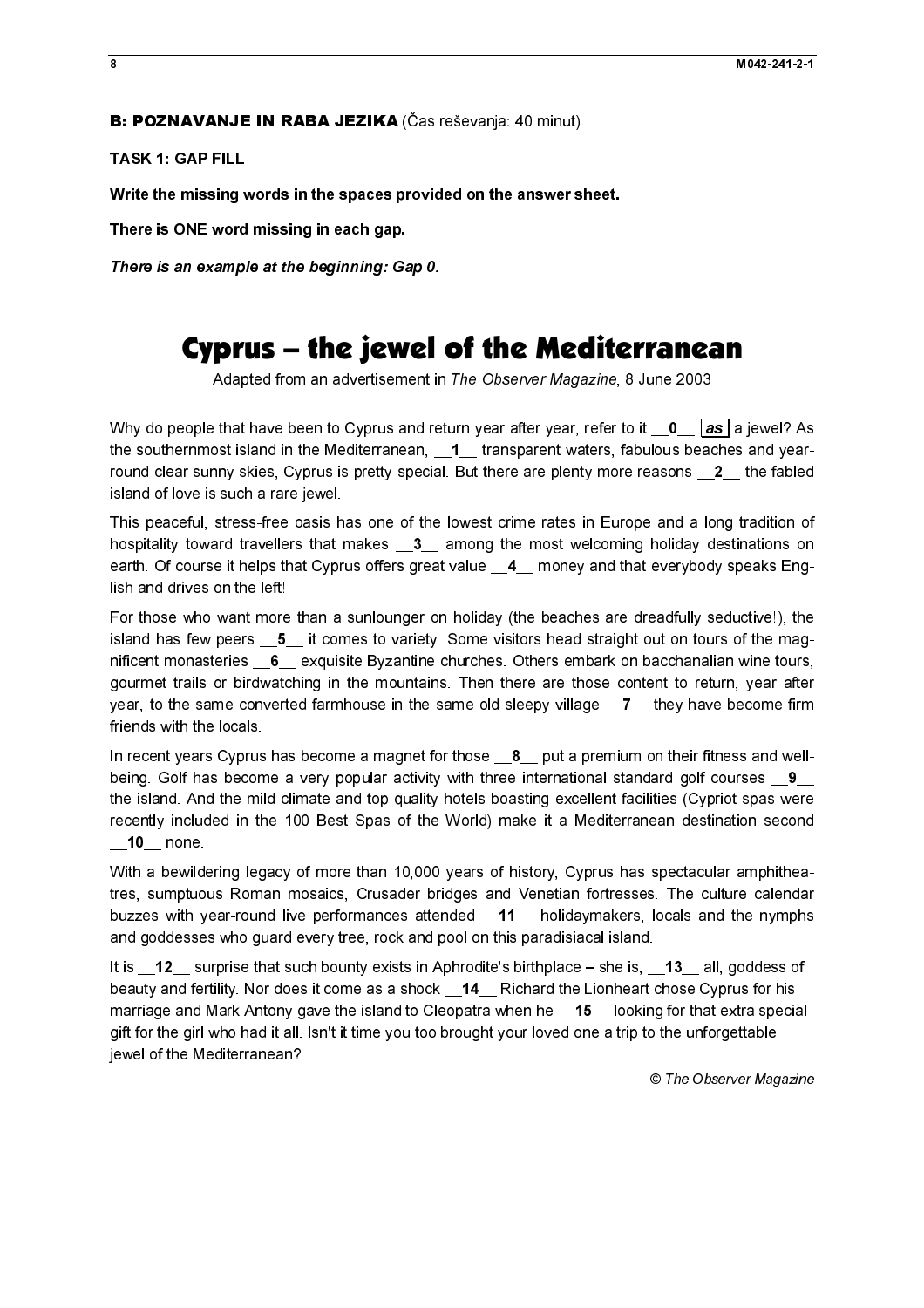**B: POZNAVANJE IN RABA JEZIKA** (Čas reševanja: 40 minut)

**TASK 1: GAP FILL**

**Write the missing words in the spaces provided on the answer sheet.**

**There is ONE word missing in each gap.**

***There is an example at the beginning: Gap 0.***

# Cyprus – the jewel of the Mediterranean

Adapted from an advertisement in *The Observer Magazine*, 8 June 2003

Why do people that have been to Cyprus and return year after year, refer to it __0__ ***as*** a jewel? As the southernmost island in the Mediterranean, __1__ transparent waters, fabulous beaches and year-round clear sunny skies, Cyprus is pretty special. But there are plenty more reasons __2__ the fabled island of love is such a rare jewel.

This peaceful, stress-free oasis has one of the lowest crime rates in Europe and a long tradition of hospitality toward travellers that makes __3__ among the most welcoming holiday destinations on earth. Of course it helps that Cyprus offers great value __4__ money and that everybody speaks English and drives on the left!

For those who want more than a sunlounger on holiday (the beaches are dreadfully seductive!), the island has few peers __5__ it comes to variety. Some visitors head straight out on tours of the magnificent monasteries __6__ exquisite Byzantine churches. Others embark on bacchanalian wine tours, gourmet trails or birdwatching in the mountains. Then there are those content to return, year after year, to the same converted farmhouse in the same old sleepy village __7__ they have become firm friends with the locals.

In recent years Cyprus has become a magnet for those __8__ put a premium on their fitness and well-being. Golf has become a very popular activity with three international standard golf courses __9__ the island. And the mild climate and top-quality hotels boasting excellent facilities (Cypriot spas were recently included in the 100 Best Spas of the World) make it a Mediterranean destination second __10__ none.

With a bewildering legacy of more than 10,000 years of history, Cyprus has spectacular amphitheatres, sumptuous Roman mosaics, Crusader bridges and Venetian fortresses. The culture calendar buzzes with year-round live performances attended __11__ holidaymakers, locals and the nymphs and goddesses who guard every tree, rock and pool on this paradisiacal island.

It is __12__ surprise that such bounty exists in Aphrodite's birthplace – she is, __13__ all, goddess of beauty and fertility. Nor does it come as a shock __14__ Richard the Lionheart chose Cyprus for his marriage and Mark Antony gave the island to Cleopatra when he __15__ looking for that extra special gift for the girl who had it all. Isn't it time you too brought your loved one a trip to the unforgettable jewel of the Mediterranean?

© The Observer Magazine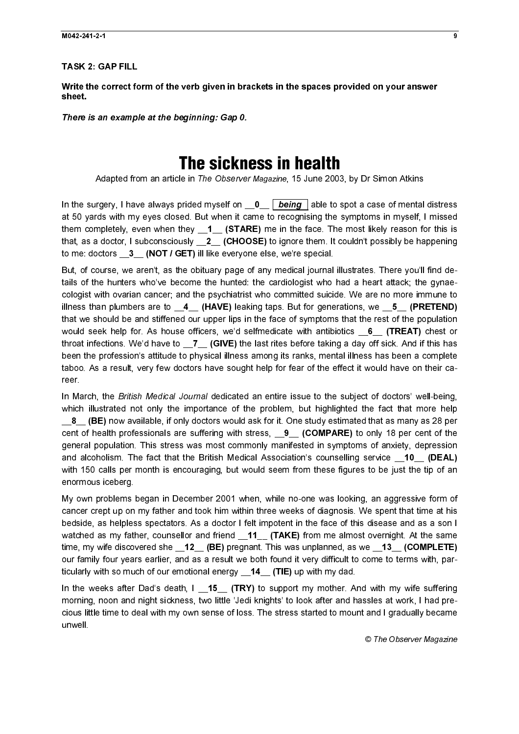**TASK 2: GAP FILL**

**Write the correct form of the verb given in brackets in the spaces provided on your answer sheet.**

***There is an example at the beginning: Gap 0.***

# The sickness in health

Adapted from an article in *The Observer Magazine*, 15 June 2003, by Dr Simon Atkins

In the surgery, I have always prided myself on __**0**__ ***being*** able to spot a case of mental distress at 50 yards with my eyes closed. But when it came to recognising the symptoms in myself, I missed them completely, even when they __**1**__ **(STARE)** me in the face. The most likely reason for this is that, as a doctor, I subconsciously __**2**__ **(CHOOSE)** to ignore them. It couldn't possibly be happening to me: doctors __**3**__ **(NOT / GET)** ill like everyone else, we're special.

But, of course, we aren't, as the obituary page of any medical journal illustrates. There you'll find details of the hunters who've become the hunted: the cardiologist who had a heart attack; the gynaecologist with ovarian cancer; and the psychiatrist who committed suicide. We are no more immune to illness than plumbers are to __**4**__ **(HAVE)** leaking taps. But for generations, we __**5**__ **(PRETEND)** that we should be and stiffened our upper lips in the face of symptoms that the rest of the population would seek help for. As house officers, we'd selfmedicate with antibiotics __**6**__ **(TREAT)** chest or throat infections. We'd have to __**7**__ **(GIVE)** the last rites before taking a day off sick. And if this has been the profession's attitude to physical illness among its ranks, mental illness has been a complete taboo. As a result, very few doctors have sought help for fear of the effect it would have on their career.

In March, the *British Medical Journal* dedicated an entire issue to the subject of doctors' well-being, which illustrated not only the importance of the problem, but highlighted the fact that more help __**8**__ **(BE)** now available, if only doctors would ask for it. One study estimated that as many as 28 per cent of health professionals are suffering with stress, __**9**__ **(COMPARE)** to only 18 per cent of the general population. This stress was most commonly manifested in symptoms of anxiety, depression and alcoholism. The fact that the British Medical Association's counselling service __**10**__ **(DEAL)** with 150 calls per month is encouraging, but would seem from these figures to be just the tip of an enormous iceberg.

My own problems began in December 2001 when, while no-one was looking, an aggressive form of cancer crept up on my father and took him within three weeks of diagnosis. We spent that time at his bedside, as helpless spectators. As a doctor I felt impotent in the face of this disease and as a son I watched as my father, counsellor and friend __**11**__ **(TAKE)** from me almost overnight. At the same time, my wife discovered she __**12**__ **(BE)** pregnant. This was unplanned, as we __**13**__ **(COMPLETE)** our family four years earlier, and as a result we both found it very difficult to come to terms with, particularly with so much of our emotional energy __**14**__ **(TIE)** up with my dad.

In the weeks after Dad's death, I __**15**__ **(TRY)** to support my mother. And with my wife suffering morning, noon and night sickness, two little 'Jedi knights' to look after and hassles at work, I had precious little time to deal with my own sense of loss. The stress started to mount and I gradually became unwell.

© *The Observer Magazine*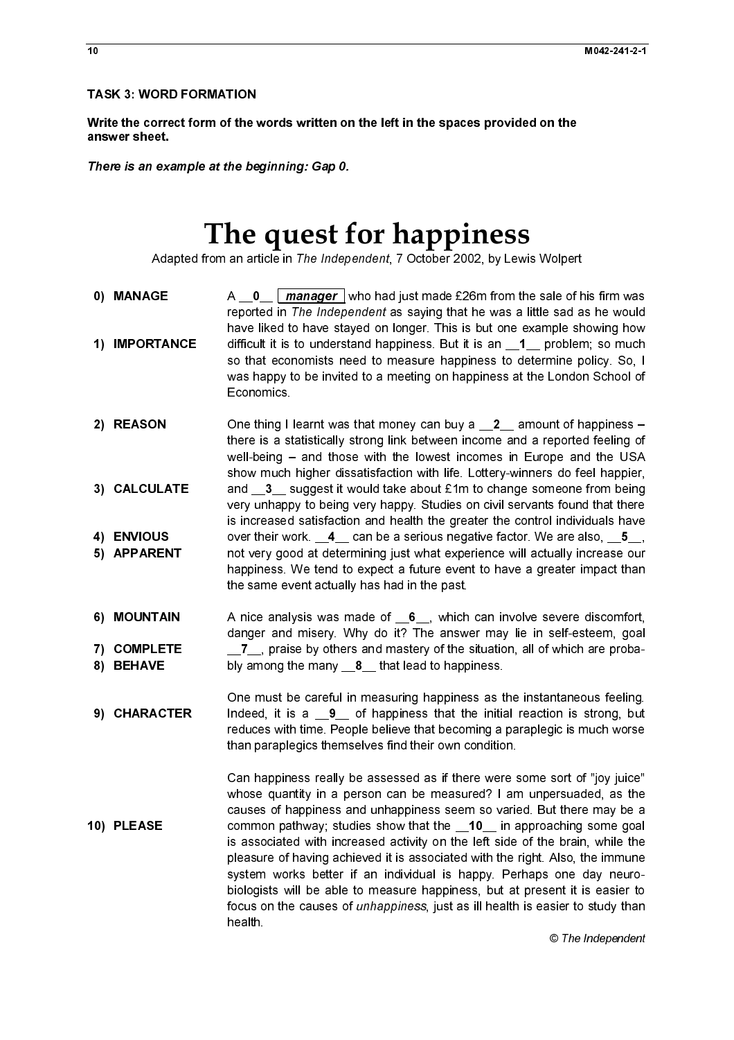**TASK 3: WORD FORMATION**

**Write the correct form of the words written on the left in the spaces provided on the answer sheet.**

***There is an example at the beginning: Gap 0.***

# The quest for happiness

Adapted from an article in *The Independent*, 7 October 2002, by Lewis Wolpert

| | |
|---|---|
| **0) MANAGE** | A __**0**__ ***manager*** who had just made £26m from the sale of his firm was reported in *The Independent* as saying that he was a little sad as he would have liked to have stayed on longer. This is but one example showing how |
| **1) IMPORTANCE** | difficult it is to understand happiness. But it is an __**1**__ problem; so much so that economists need to measure happiness to determine policy. So, I was happy to be invited to a meeting on happiness at the London School of Economics. |
| **2) REASON** | One thing I learnt was that money can buy a __**2**__ amount of happiness – there is a statistically strong link between income and a reported feeling of well-being – and those with the lowest incomes in Europe and the USA show much higher dissatisfaction with life. Lottery-winners do feel happier, |
| **3) CALCULATE** | and __**3**__ suggest it would take about £1m to change someone from being very unhappy to being very happy. Studies on civil servants found that there is increased satisfaction and health the greater the control individuals have |
| **4) ENVIOUS** | over their work. __**4**__ can be a serious negative factor. We are also, __**5**__, |
| **5) APPARENT** | not very good at determining just what experience will actually increase our happiness. We tend to expect a future event to have a greater impact than the same event actually has had in the past. |
| **6) MOUNTAIN** | A nice analysis was made of __**6**__, which can involve severe discomfort, danger and misery. Why do it? The answer may lie in self-esteem, goal |
| **7) COMPLETE** | __**7**__, praise by others and mastery of the situation, all of which are proba- |
| **8) BEHAVE** | bly among the many __**8**__ that lead to happiness. |
| | One must be careful in measuring happiness as the instantaneous feeling. |
| **9) CHARACTER** | Indeed, it is a __**9**__ of happiness that the initial reaction is strong, but reduces with time. People believe that becoming a paraplegic is much worse than paraplegics themselves find their own condition. |
| | Can happiness really be assessed as if there were some sort of "joy juice" whose quantity in a person can be measured? I am unpersuaded, as the causes of happiness and unhappiness seem so varied. But there may be a |
| **10) PLEASE** | common pathway; studies show that the __**10**__ in approaching some goal is associated with increased activity on the left side of the brain, while the pleasure of having achieved it is associated with the right. Also, the immune system works better if an individual is happy. Perhaps one day neuro-biologists will be able to measure happiness, but at present it is easier to focus on the causes of *unhappiness*, just as ill health is easier to study than health. |

© *The Independent*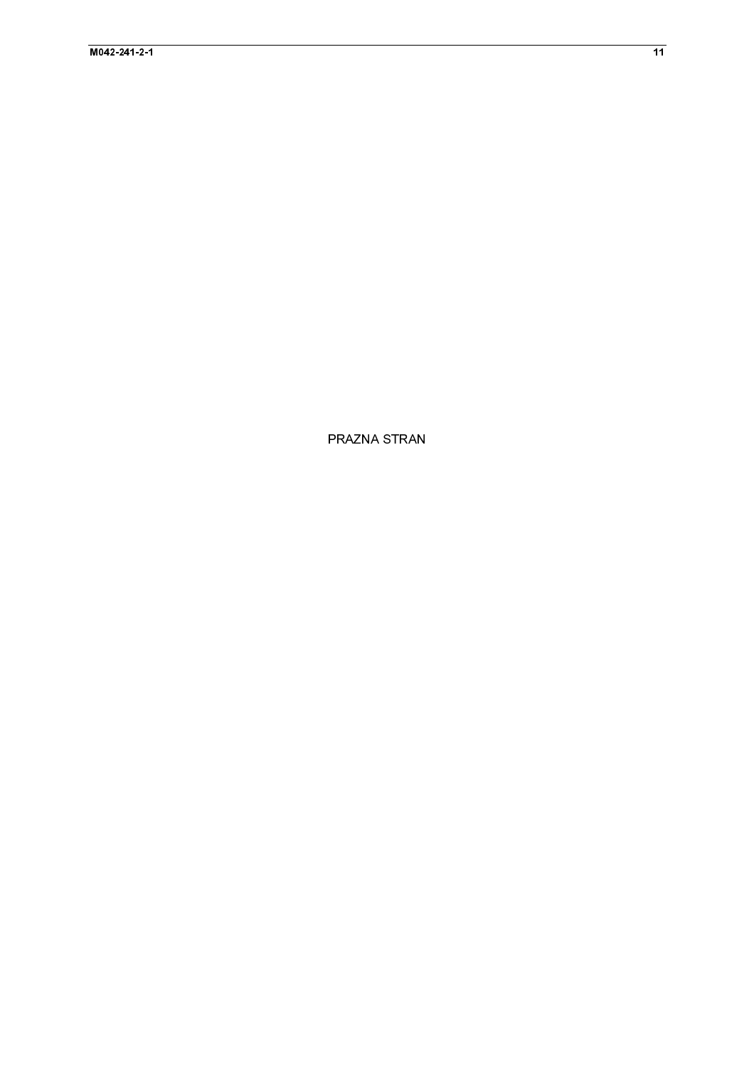PRAZNA STRAN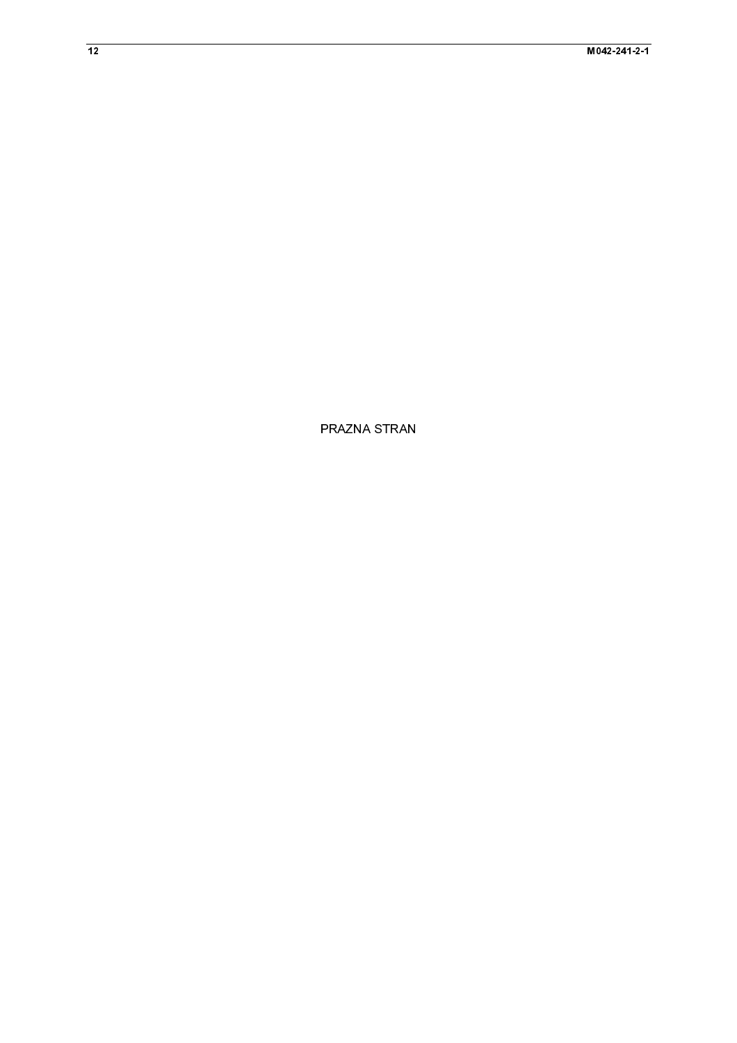PRAZNA STRAN